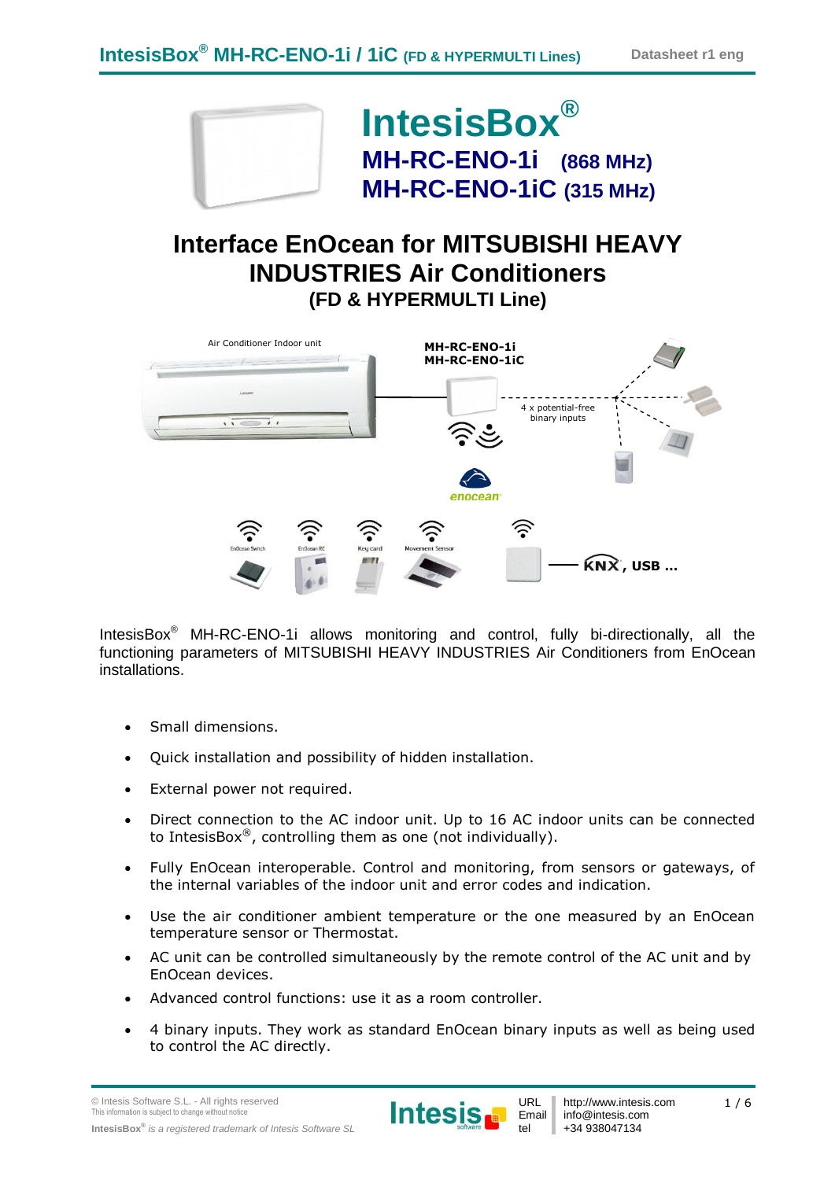# IntesisBox®

## MH-RC-ENO-1i (868 MHz)
## MH-RC-ENO-1iC (315 MHz)

# Interface EnOcean for MITSUBISHI HEAVY INDUSTRIES Air Conditioners

### (FD & HYPERMULTI Line)

Air Conditioner Indoor unit

MH-RC-ENO-1i
MH-RC-ENO-1iC

4 x potential-free binary inputs

enocean

EnOcean Switch EnOcean RC Key card Movement Sensor

KNX, USB ...

IntesisBox® MH-RC-ENO-1i allows monitoring and control, fully bi-directionally, all the functioning parameters of MITSUBISHI HEAVY INDUSTRIES Air Conditioners from EnOcean installations.

- Small dimensions.
- Quick installation and possibility of hidden installation.
- External power not required.
- Direct connection to the AC indoor unit. Up to 16 AC indoor units can be connected to IntesisBox®, controlling them as one (not individually).
- Fully EnOcean interoperable. Control and monitoring, from sensors or gateways, of the internal variables of the indoor unit and error codes and indication.
- Use the air conditioner ambient temperature or the one measured by an EnOcean temperature sensor or Thermostat.
- AC unit can be controlled simultaneously by the remote control of the AC unit and by EnOcean devices.
- Advanced control functions: use it as a room controller.
- 4 binary inputs. They work as standard EnOcean binary inputs as well as being used to control the AC directly.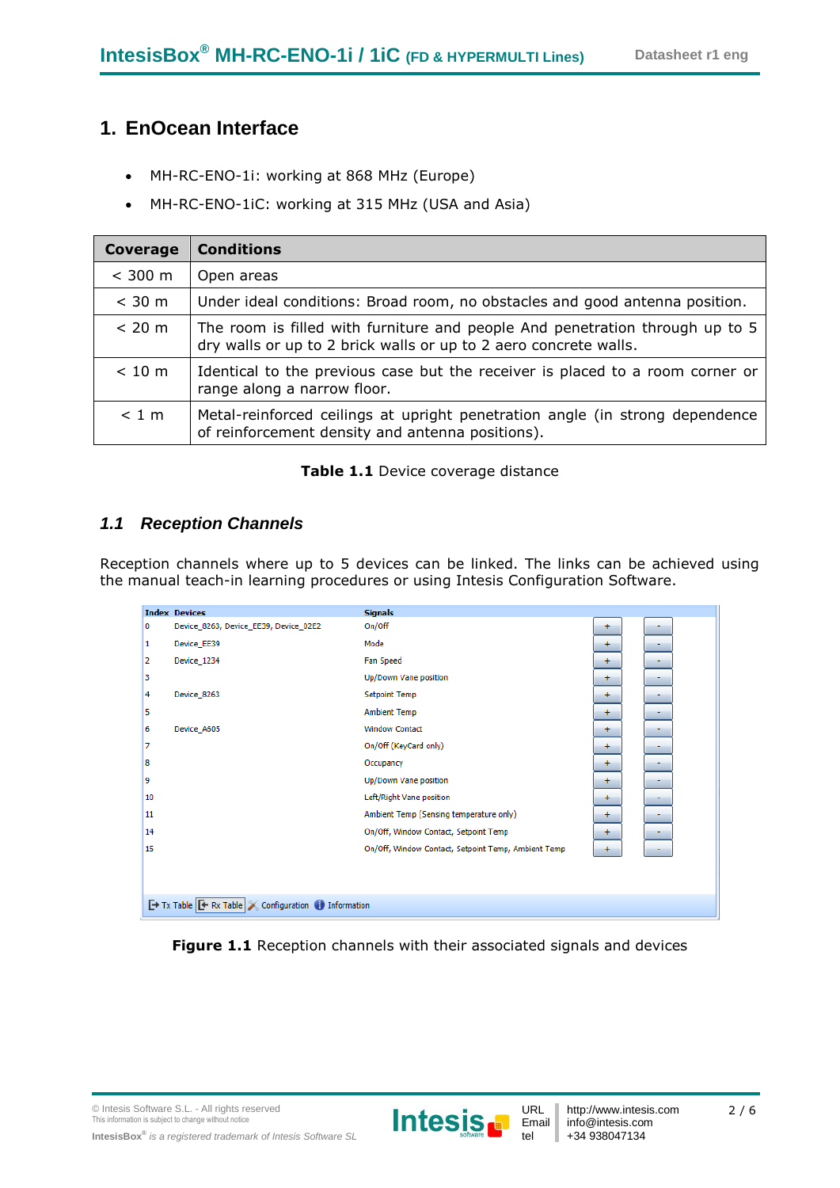# 1. EnOcean Interface

- MH-RC-ENO-1i: working at 868 MHz (Europe)
- MH-RC-ENO-1iC: working at 315 MHz (USA and Asia)

| Coverage | Conditions |
|---|---|
| < 300 m | Open areas |
| < 30 m | Under ideal conditions: Broad room, no obstacles and good antenna position. |
| < 20 m | The room is filled with furniture and people And penetration through up to 5 dry walls or up to 2 brick walls or up to 2 aero concrete walls. |
| < 10 m | Identical to the previous case but the receiver is placed to a room corner or range along a narrow floor. |
| < 1 m | Metal-reinforced ceilings at upright penetration angle (in strong dependence of reinforcement density and antenna positions). |

**Table 1.1** Device coverage distance

## *1.1 Reception Channels*

Reception channels where up to 5 devices can be linked. The links can be achieved using the manual teach-in learning procedures or using Intesis Configuration Software.

| Index | Devices | Signals |
|---|---|---|
| 0 | Device_8263, Device_EE39, Device_02E2 | On/Off |
| 1 | Device_EE39 | Mode |
| 2 | Device_1234 | Fan Speed |
| 3 | | Up/Down Vane position |
| 4 | Device_8263 | Setpoint Temp |
| 5 | | Ambient Temp |
| 6 | Device_A605 | Window Contact |
| 7 | | On/Off (KeyCard only) |
| 8 | | Occupancy |
| 9 | | Up/Down Vane position |
| 10 | | Left/Right Vane position |
| 11 | | Ambient Temp (Sensing temperature only) |
| 14 | | On/Off, Window Contact, Setpoint Temp |
| 15 | | On/Off, Window Contact, Setpoint Temp, Ambient Temp |

Tx Table | Rx Table | Configuration | Information

**Figure 1.1** Reception channels with their associated signals and devices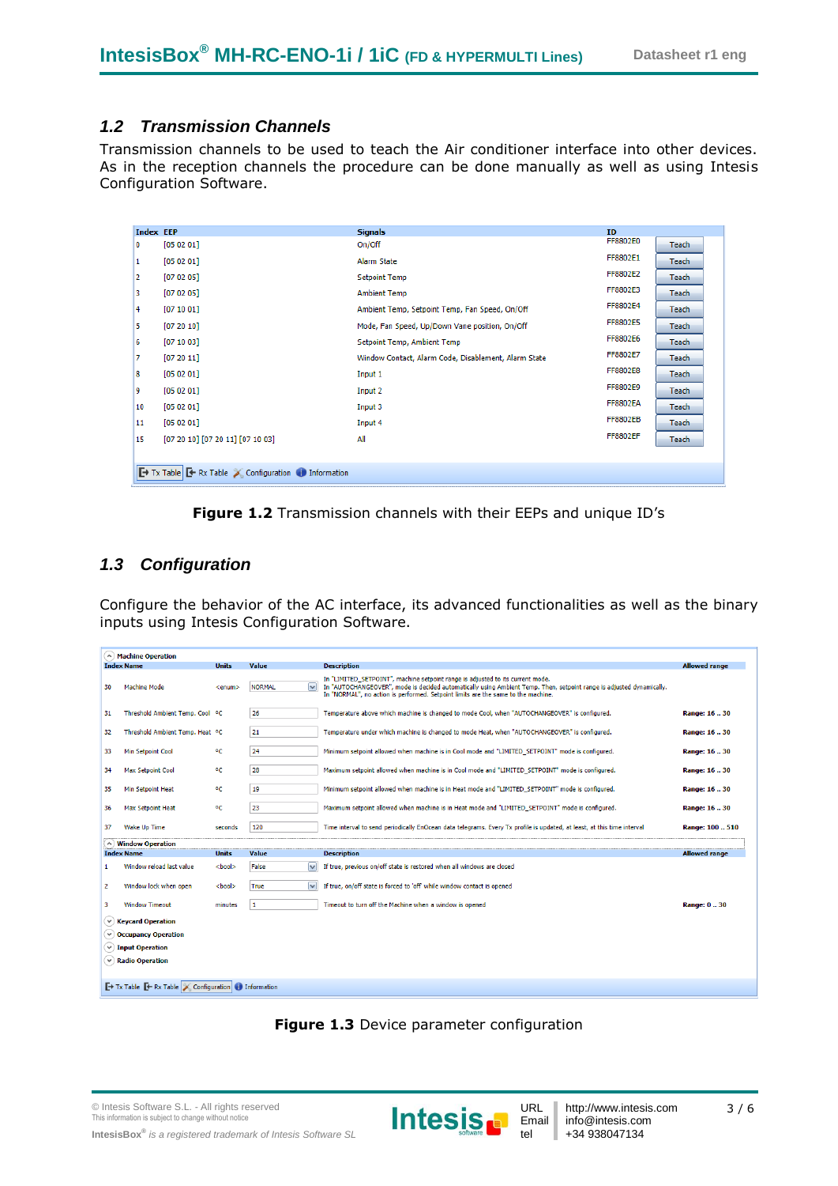## 1.2 Transmission Channels

Transmission channels to be used to teach the Air conditioner interface into other devices. As in the reception channels the procedure can be done manually as well as using Intesis Configuration Software.

| Index | EEP | Signals | ID | |
|---|---|---|---|---|
| 0 | [05 02 01] | On/Off | FF8802E0 | Teach |
| 1 | [05 02 01] | Alarm State | FF8802E1 | Teach |
| 2 | [07 02 05] | Setpoint Temp | FF8802E2 | Teach |
| 3 | [07 02 05] | Ambient Temp | FF8802E3 | Teach |
| 4 | [07 10 01] | Ambient Temp, Setpoint Temp, Fan Speed, On/Off | FF8802E4 | Teach |
| 5 | [07 20 10] | Mode, Fan Speed, Up/Down Vane position, On/Off | FF8802E5 | Teach |
| 6 | [07 10 03] | Setpoint Temp, Ambient Temp | FF8802E6 | Teach |
| 7 | [07 20 11] | Window Contact, Alarm Code, Disablement, Alarm State | FF8802E7 | Teach |
| 8 | [05 02 01] | Input 1 | FF8802E8 | Teach |
| 9 | [05 02 01] | Input 2 | FF8802E9 | Teach |
| 10 | [05 02 01] | Input 3 | FF8802EA | Teach |
| 11 | [05 02 01] | Input 4 | FF8802EB | Teach |
| 15 | [07 20 10] [07 20 11] [07 10 03] | All | FF8802EF | Teach |

Tx Table | Rx Table | Configuration | Information

**Figure 1.2** Transmission channels with their EEPs and unique ID's

## 1.3 Configuration

Configure the behavior of the AC interface, its advanced functionalities as well as the binary inputs using Intesis Configuration Software.

**Machine Operation**

| Index | Name | Units | Value | Description | Allowed range |
|---|---|---|---|---|---|
| 30 | Machine Mode | <enum> | NORMAL | In "LIMITED_SETPOINT", machine setpoint range is adjusted to its current mode. In "AUTOCHANGEOVER", mode is decided automatically using Ambient Temp. Then, setpoint range is adjusted dynamically. In "NORMAL", no action is performed. Setpoint limits are the same to the machine. | |
| 31 | Threshold Ambient Temp. Cool | ºC | 26 | Temperature above which machine is changed to mode Cool, when "AUTOCHANGEOVER" is configured. | Range: 16 .. 30 |
| 32 | Threshold Ambient Temp. Heat | ºC | 21 | Temperature under which machine is changed to mode Heat, when "AUTOCHANGEOVER" is configured. | Range: 16 .. 30 |
| 33 | Min Setpoint Cool | ºC | 24 | Minimum setpoint allowed when machine is in Cool mode and "LIMITED_SETPOINT" mode is configured. | Range: 16 .. 30 |
| 34 | Max Setpoint Cool | ºC | 28 | Maximum setpoint allowed when machine is in Cool mode and "LIMITED_SETPOINT" mode is configured. | Range: 16 .. 30 |
| 35 | Min Setpoint Heat | ºC | 19 | Minimum setpoint allowed when machine is in Heat mode and "LIMITED_SETPOINT" mode is configured. | Range: 16 .. 30 |
| 36 | Max Setpoint Heat | ºC | 23 | Maximum setpoint allowed when machine is in Heat mode and "LIMITED_SETPOINT" mode is configured. | Range: 16 .. 30 |
| 37 | Wake Up Time | seconds | 120 | Time interval to send periodically EnOcean data telegrams. Every Tx profile is updated, at least, at this time interval | Range: 100 .. 510 |

**Window Operation**

| Index | Name | Units | Value | Description | Allowed range |
|---|---|---|---|---|---|
| 1 | Window reload last value | <bool> | False | If true, previous on/off state is restored when all windows are closed | |
| 2 | Window lock when open | <bool> | True | If true, on/off state is forced to 'off' while window contact is opened | |
| 3 | Window Timeout | minutes | 1 | Timeout to turn off the Machine when a window is opened | Range: 0 .. 30 |

Keycard Operation
Occupancy Operation
Input Operation
Radio Operation

Tx Table | Rx Table | Configuration | Information

**Figure 1.3** Device parameter configuration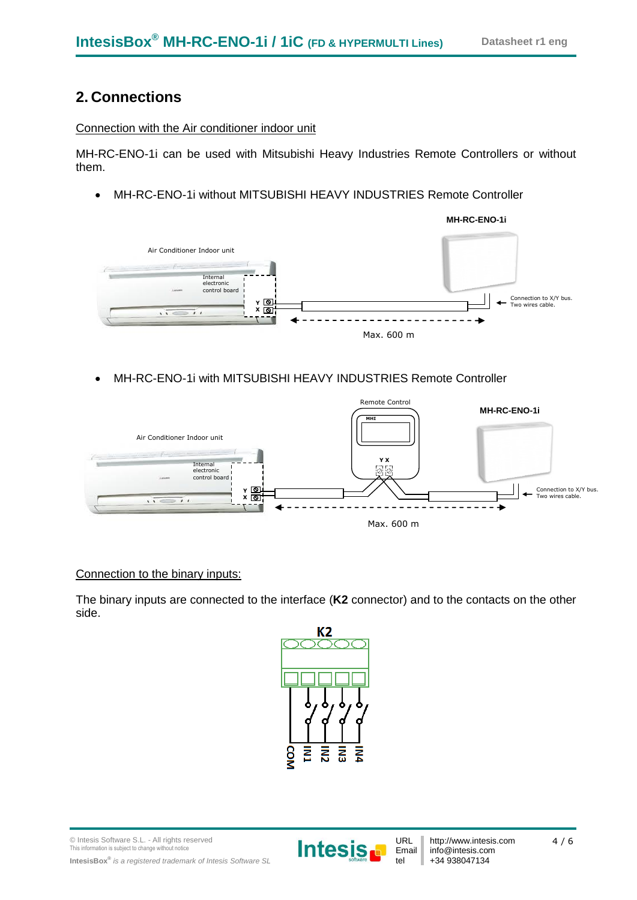## 2. Connections

Connection with the Air conditioner indoor unit

MH-RC-ENO-1i can be used with Mitsubishi Heavy Industries Remote Controllers or without them.

- MH-RC-ENO-1i without MITSUBISHI HEAVY INDUSTRIES Remote Controller

- MH-RC-ENO-1i with MITSUBISHI HEAVY INDUSTRIES Remote Controller

Connection to the binary inputs:

The binary inputs are connected to the interface (**K2** connector) and to the contacts on the other side.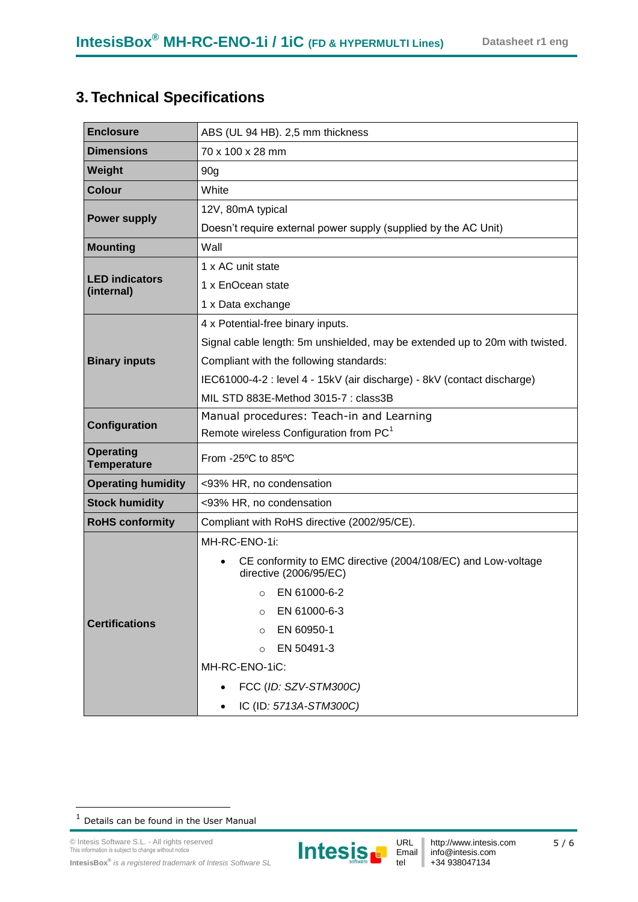# 3. Technical Specifications

| | |
|---|---|
| **Enclosure** | ABS (UL 94 HB). 2,5 mm thickness |
| **Dimensions** | 70 x 100 x 28 mm |
| **Weight** | 90g |
| **Colour** | White |
| **Power supply** | 12V, 80mA typical<br>Doesn't require external power supply (supplied by the AC Unit) |
| **Mounting** | Wall |
| **LED indicators (internal)** | 1 x AC unit state<br>1 x EnOcean state<br>1 x Data exchange |
| **Binary inputs** | 4 x Potential-free binary inputs.<br>Signal cable length: 5m unshielded, may be extended up to 20m with twisted.<br>Compliant with the following standards:<br>IEC61000-4-2 : level 4 - 15kV (air discharge) - 8kV (contact discharge)<br>MIL STD 883E-Method 3015-7 : class3B |
| **Configuration** | Manual procedures: Teach-in and Learning<br>Remote wireless Configuration from PC[1] |
| **Operating Temperature** | From -25ºC to 85ºC |
| **Operating humidity** | <93% HR, no condensation |
| **Stock humidity** | <93% HR, no condensation |
| **RoHS conformity** | Compliant with RoHS directive (2002/95/CE). |
| **Certifications** | MH-RC-ENO-1i:<br>• CE conformity to EMC directive (2004/108/EC) and Low-voltage directive (2006/95/EC)<br>&nbsp;&nbsp;&nbsp;&nbsp;○ EN 61000-6-2<br>&nbsp;&nbsp;&nbsp;&nbsp;○ EN 61000-6-3<br>&nbsp;&nbsp;&nbsp;&nbsp;○ EN 60950-1<br>&nbsp;&nbsp;&nbsp;&nbsp;○ EN 50491-3<br>MH-RC-ENO-1iC:<br>• FCC (*ID: SZV-STM300C)*<br>• IC (ID*: 5713A-STM300C)* |

[1] Details can be found in the User Manual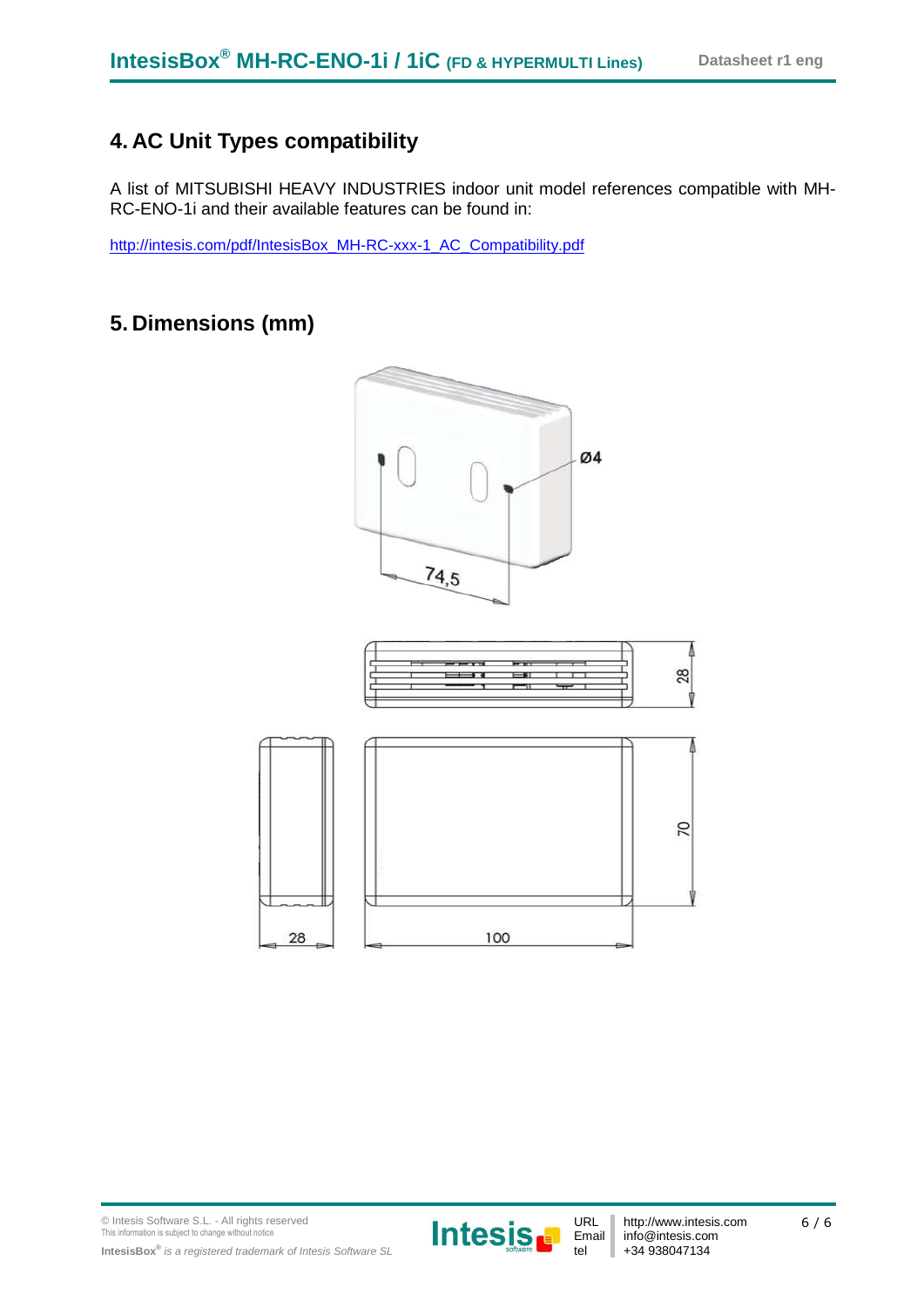## 4. AC Unit Types compatibility

A list of MITSUBISHI HEAVY INDUSTRIES indoor unit model references compatible with MH-RC-ENO-1i and their available features can be found in:

http://intesis.com/pdf/IntesisBox_MH-RC-xxx-1_AC_Compatibility.pdf

## 5. Dimensions (mm)

Ø4

74,5

28

70

28

100